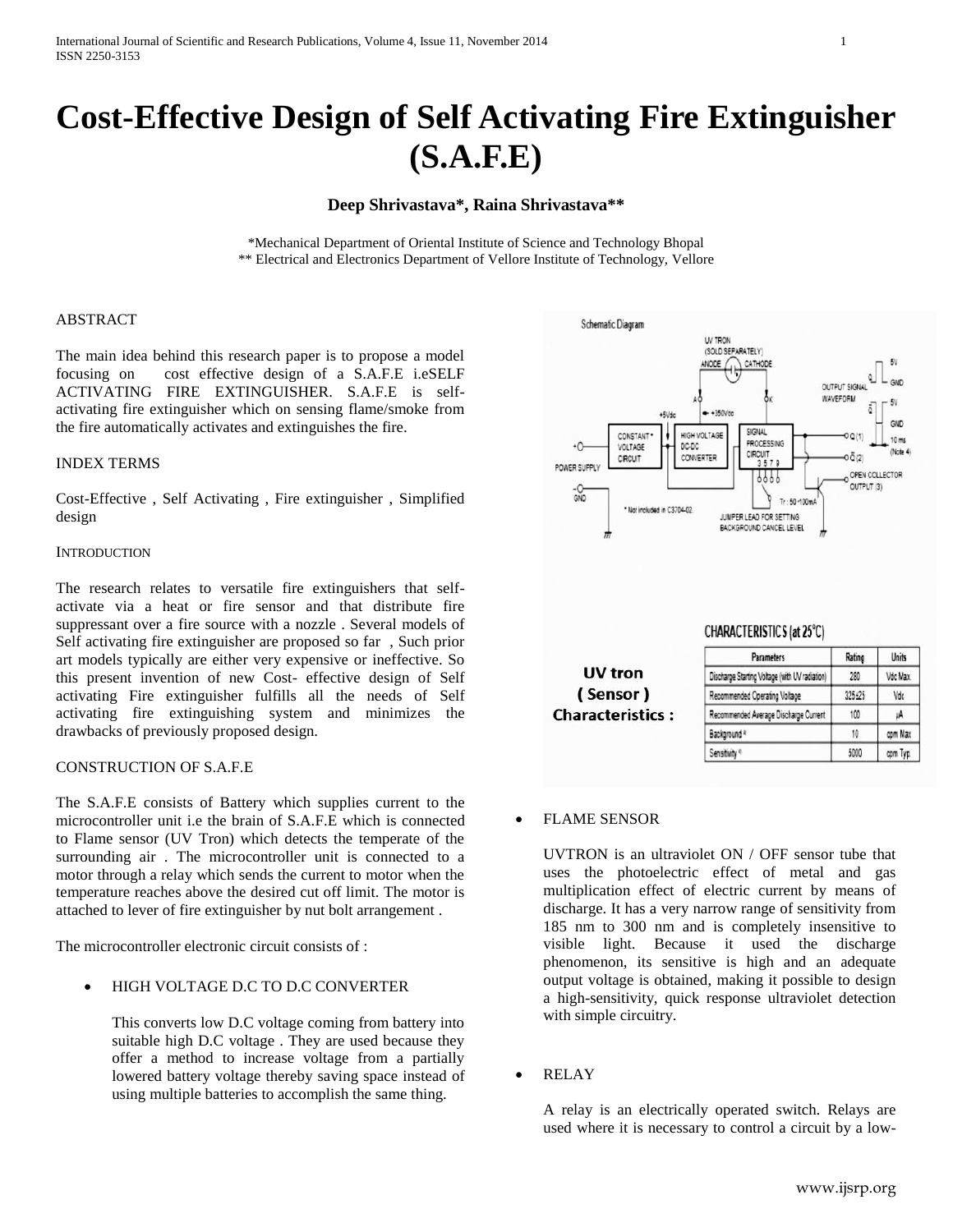# Cost-Effective Design of Self Activating Fire Extinguisher (S.A.F.E)

**Deep Shrivastava*, Raina Shrivastava****

*Mechanical Department of Oriental Institute of Science and Technology Bhopal
** Electrical and Electronics Department of Vellore Institute of Technology, Vellore

ABSTRACT

The main idea behind this research paper is to propose a model focusing on cost effective design of a S.A.F.E i.eSELF ACTIVATING FIRE EXTINGUISHER. S.A.F.E is self-activating fire extinguisher which on sensing flame/smoke from the fire automatically activates and extinguishes the fire.

INDEX TERMS

Cost-Effective , Self Activating , Fire extinguisher , Simplified design

INTRODUCTION

The research relates to versatile fire extinguishers that self-activate via a heat or fire sensor and that distribute fire suppressant over a fire source with a nozzle . Several models of Self activating fire extinguisher are proposed so far , Such prior art models typically are either very expensive or ineffective. So this present invention of new Cost- effective design of Self activating Fire extinguisher fulfills all the needs of Self activating fire extinguishing system and minimizes the drawbacks of previously proposed design.

CONSTRUCTION OF S.A.F.E

The S.A.F.E consists of Battery which supplies current to the microcontroller unit i.e the brain of S.A.F.E which is connected to Flame sensor (UV Tron) which detects the temperate of the surrounding air . The microcontroller unit is connected to a motor through a relay which sends the current to motor when the temperature reaches above the desired cut off limit. The motor is attached to lever of fire extinguisher by nut bolt arrangement .

The microcontroller electronic circuit consists of :

- HIGH VOLTAGE D.C TO D.C CONVERTER

  This converts low D.C voltage coming from battery into suitable high D.C voltage . They are used because they offer a method to increase voltage from a partially lowered battery voltage thereby saving space instead of using multiple batteries to accomplish the same thing.

Schematic Diagram

**UV tron ( Sensor ) Characteristics :**

CHARACTERISTICS (at 25°C)

| Parameters | Rating | Units |
|---|---|---|
| Discharge Starting Voltage (with UV radiation) | 280 | Vdc Max. |
| Recommended Operating Voltage | 325±25 | Vdc |
| Recommended Average Discharge Current | 100 | μA |
| Background [4] | 10 | cpm Max |
| Sensitivity [4] | 5000 | cpm Typ. |

- FLAME SENSOR

  UVTRON is an ultraviolet ON / OFF sensor tube that uses the photoelectric effect of metal and gas multiplication effect of electric current by means of discharge. It has a very narrow range of sensitivity from 185 nm to 300 nm and is completely insensitive to visible light. Because it used the discharge phenomenon, its sensitive is high and an adequate output voltage is obtained, making it possible to design a high-sensitivity, quick response ultraviolet detection with simple circuitry.

- RELAY

  A relay is an electrically operated switch. Relays are used where it is necessary to control a circuit by a low-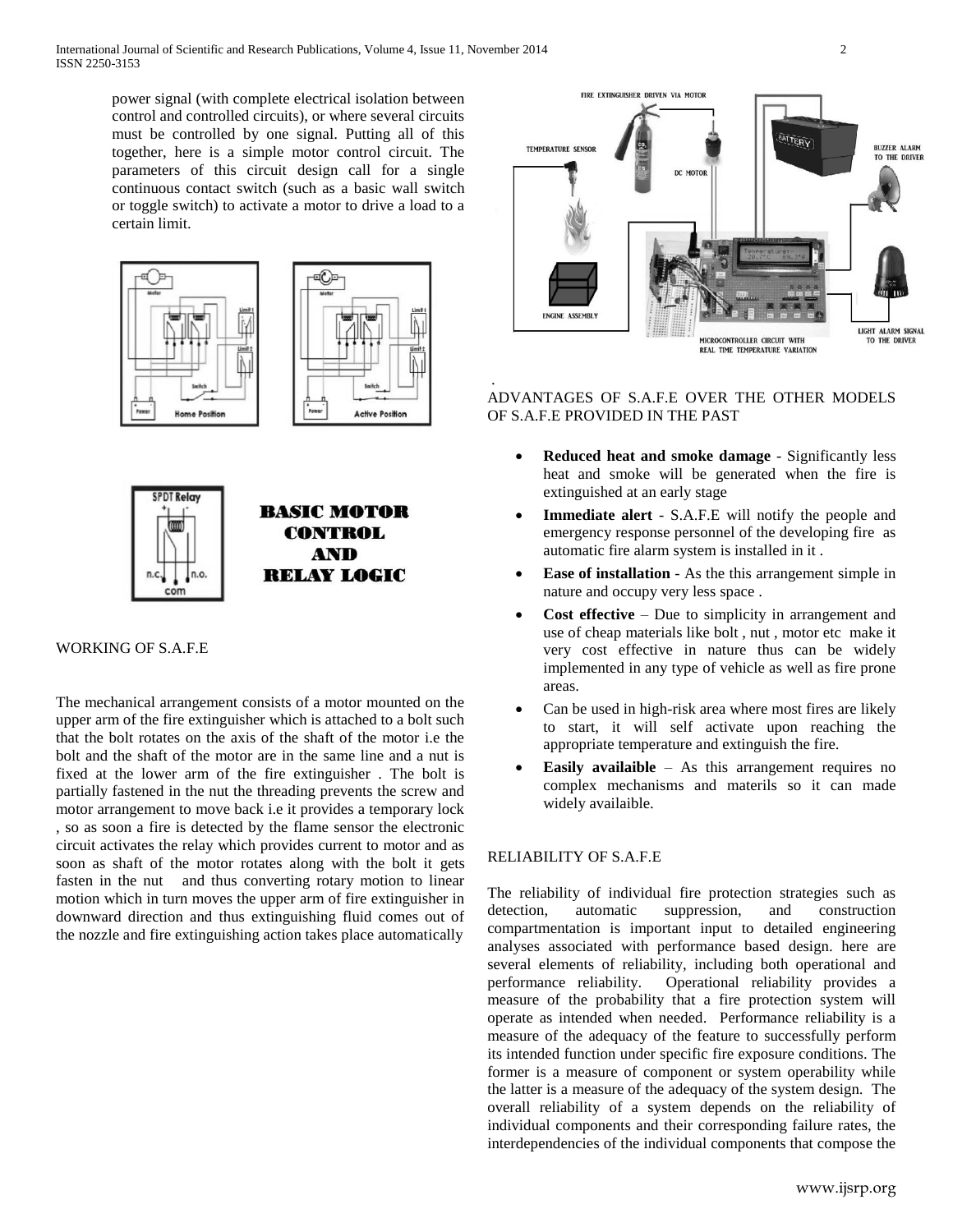power signal (with complete electrical isolation between control and controlled circuits), or where several circuits must be controlled by one signal. Putting all of this together, here is a simple motor control circuit. The parameters of this circuit design call for a single continuous contact switch (such as a basic wall switch or toggle switch) to activate a motor to drive a load to a certain limit.

BASIC MOTOR CONTROL AND RELAY LOGIC

WORKING OF S.A.F.E

The mechanical arrangement consists of a motor mounted on the upper arm of the fire extinguisher which is attached to a bolt such that the bolt rotates on the axis of the shaft of the motor i.e the bolt and the shaft of the motor are in the same line and a nut is fixed at the lower arm of the fire extinguisher . The bolt is partially fastened in the nut the threading prevents the screw and motor arrangement to move back i.e it provides a temporary lock , so as soon a fire is detected by the flame sensor the electronic circuit activates the relay which provides current to motor and as soon as shaft of the motor rotates along with the bolt it gets fasten in the nut and thus converting rotary motion to linear motion which in turn moves the upper arm of fire extinguisher in downward direction and thus extinguishing fluid comes out of the nozzle and fire extinguishing action takes place automatically

ADVANTAGES OF S.A.F.E OVER THE OTHER MODELS OF S.A.F.E PROVIDED IN THE PAST

- **Reduced heat and smoke damage** - Significantly less heat and smoke will be generated when the fire is extinguished at an early stage
- **Immediate alert** - S.A.F.E will notify the people and emergency response personnel of the developing fire as automatic fire alarm system is installed in it .
- **Ease of installation** - As the this arrangement simple in nature and occupy very less space .
- **Cost effective** – Due to simplicity in arrangement and use of cheap materials like bolt , nut , motor etc make it very cost effective in nature thus can be widely implemented in any type of vehicle as well as fire prone areas.
- Can be used in high-risk area where most fires are likely to start, it will self activate upon reaching the appropriate temperature and extinguish the fire.
- **Easily availaible** – As this arrangement requires no complex mechanisms and materils so it can made widely availaible.

RELIABILITY OF S.A.F.E

The reliability of individual fire protection strategies such as detection, automatic suppression, and construction compartmentation is important input to detailed engineering analyses associated with performance based design. here are several elements of reliability, including both operational and performance reliability. Operational reliability provides a measure of the probability that a fire protection system will operate as intended when needed. Performance reliability is a measure of the adequacy of the feature to successfully perform its intended function under specific fire exposure conditions. The former is a measure of component or system operability while the latter is a measure of the adequacy of the system design. The overall reliability of a system depends on the reliability of individual components and their corresponding failure rates, the interdependencies of the individual components that compose the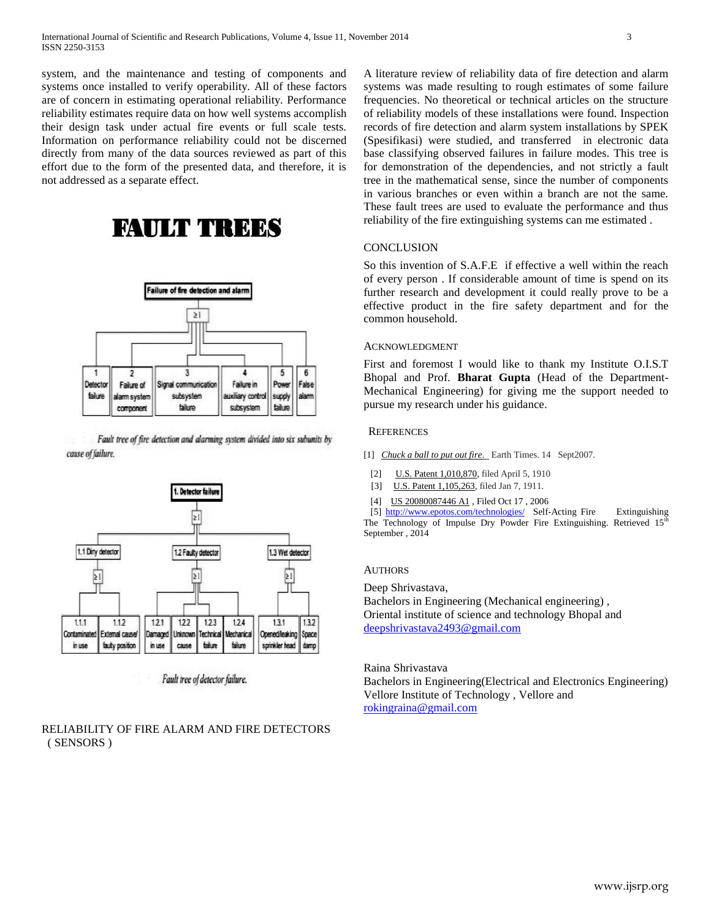system, and the maintenance and testing of components and systems once installed to verify operability. All of these factors are of concern in estimating operational reliability. Performance reliability estimates require data on how well systems accomplish their design task under actual fire events or full scale tests. Information on performance reliability could not be discerned directly from many of the data sources reviewed as part of this effort due to the form of the presented data, and therefore, it is not addressed as a separate effect.

# FAULT TREES

Failure of fire detection and alarm

≥1

1 Detector failure

2 Failure of alarm system component

3 Signal communication subsystem failure

4 Failure in auxiliary control subsystem

5 Power supply failure

6 False alarm

*Fault tree of fire detection and alarming system divided into six subunits by cause of failure.*

1. Detector failure

≥1

1.1 Dirty detector

1.2 Faulty detector

1.3 Wet detector

1.1.1 Contaminated in use

1.1.2 External cause/ faulty position

1.2.1 Damaged in use

1.2.2 Unknown cause

1.2.3 Technical failure

1.2.4 Mechanical failure

1.3.1 Opened/leaking sprinkler head

1.3.2 Space damp

*Fault tree of detector failure.*

RELIABILITY OF FIRE ALARM AND FIRE DETECTORS ( SENSORS )

A literature review of reliability data of fire detection and alarm systems was made resulting to rough estimates of some failure frequencies. No theoretical or technical articles on the structure of reliability models of these installations were found. Inspection records of fire detection and alarm system installations by SPEK (Spesifikasi) were studied, and transferred in electronic data base classifying observed failures in failure modes. This tree is for demonstration of the dependencies, and not strictly a fault tree in the mathematical sense, since the number of components in various branches or even within a branch are not the same. These fault trees are used to evaluate the performance and thus reliability of the fire extinguishing systems can me estimated .

## CONCLUSION

So this invention of S.A.F.E if effective a well within the reach of every person . If considerable amount of time is spend on its further research and development it could really prove to be a effective product in the fire safety department and for the common household.

## ACKNOWLEDGMENT

First and foremost I would like to thank my Institute O.I.S.T Bhopal and Prof. **Bharat Gupta** (Head of the Department-Mechanical Engineering) for giving me the support needed to pursue my research under his guidance.

## REFERENCES

[1] *Chuck a ball to put out fire.* Earth Times. 14 Sept2007.

[2] U.S. Patent 1,010,870, filed April 5, 1910

[3] U.S. Patent 1,105,263, filed Jan 7, 1911.

[4] US 20080087446 A1 , Filed Oct 17 , 2006

[5] http://www.epotos.com/technologies/ Self-Acting Fire Extinguishing The Technology of Impulse Dry Powder Fire Extinguishing. Retrieved 15th September , 2014

## AUTHORS

Deep Shrivastava,
Bachelors in Engineering (Mechanical engineering) ,
Oriental institute of science and technology Bhopal and
deepshrivastava2493@gmail.com

Raina Shrivastava
Bachelors in Engineering(Electrical and Electronics Engineering)
Vellore Institute of Technology , Vellore and
rokingraina@gmail.com